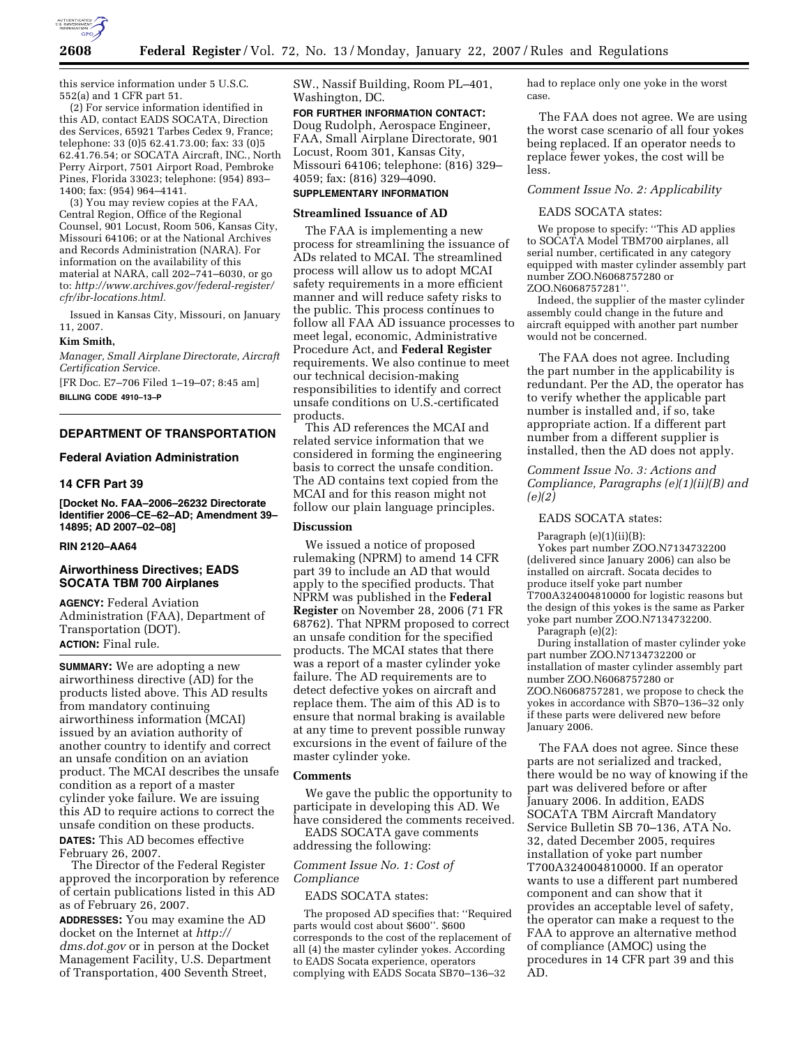this service information under 5 U.S.C. 552(a) and 1 CFR part 51.

(2) For service information identified in this AD, contact EADS SOCATA, Direction des Services, 65921 Tarbes Cedex 9, France; telephone: 33 (0)5 62.41.73.00; fax: 33 (0)5 62.41.76.54; or SOCATA Aircraft, INC., North Perry Airport, 7501 Airport Road, Pembroke Pines, Florida 33023; telephone: (954) 893–1400; fax: (954) 964–4141.

(3) You may review copies at the FAA, Central Region, Office of the Regional Counsel, 901 Locust, Room 506, Kansas City, Missouri 64106; or at the National Archives and Records Administration (NARA). For information on the availability of this material at NARA, call 202–741–6030, or go to: *http://www.archives.gov/federal-register/cfr/ibr-locations.html.*

Issued in Kansas City, Missouri, on January 11, 2007.

**Kim Smith,**

*Manager, Small Airplane Directorate, Aircraft Certification Service.*

[FR Doc. E7–706 Filed 1–19–07; 8:45 am]

**BILLING CODE 4910–13–P**

## DEPARTMENT OF TRANSPORTATION

### Federal Aviation Administration

### 14 CFR Part 39

**[Docket No. FAA–2006–26232 Directorate Identifier 2006–CE–62–AD; Amendment 39–14895; AD 2007–02–08]**

**RIN 2120–AA64**

## Airworthiness Directives; EADS SOCATA TBM 700 Airplanes

**AGENCY:** Federal Aviation Administration (FAA), Department of Transportation (DOT).

**ACTION:** Final rule.

**SUMMARY:** We are adopting a new airworthiness directive (AD) for the products listed above. This AD results from mandatory continuing airworthiness information (MCAI) issued by an aviation authority of another country to identify and correct an unsafe condition on an aviation product. The MCAI describes the unsafe condition as a report of a master cylinder yoke failure. We are issuing this AD to require actions to correct the unsafe condition on these products.

**DATES:** This AD becomes effective February 26, 2007.

The Director of the Federal Register approved the incorporation by reference of certain publications listed in this AD as of February 26, 2007.

**ADDRESSES:** You may examine the AD docket on the Internet at *http://dms.dot.gov* or in person at the Docket Management Facility, U.S. Department of Transportation, 400 Seventh Street, SW., Nassif Building, Room PL–401, Washington, DC.

**FOR FURTHER INFORMATION CONTACT:** Doug Rudolph, Aerospace Engineer, FAA, Small Airplane Directorate, 901 Locust, Room 301, Kansas City, Missouri 64106; telephone: (816) 329–4059; fax: (816) 329–4090.

**SUPPLEMENTARY INFORMATION**

### Streamlined Issuance of AD

The FAA is implementing a new process for streamlining the issuance of ADs related to MCAI. The streamlined process will allow us to adopt MCAI safety requirements in a more efficient manner and will reduce safety risks to the public. This process continues to follow all FAA AD issuance processes to meet legal, economic, Administrative Procedure Act, and **Federal Register** requirements. We also continue to meet our technical decision-making responsibilities to identify and correct unsafe conditions on U.S.-certificated products.

This AD references the MCAI and related service information that we considered in forming the engineering basis to correct the unsafe condition. The AD contains text copied from the MCAI and for this reason might not follow our plain language principles.

### Discussion

We issued a notice of proposed rulemaking (NPRM) to amend 14 CFR part 39 to include an AD that would apply to the specified products. That NPRM was published in the **Federal Register** on November 28, 2006 (71 FR 68762). That NPRM proposed to correct an unsafe condition for the specified products. The MCAI states that there was a report of a master cylinder yoke failure. The AD requirements are to detect defective yokes on aircraft and replace them. The aim of this AD is to ensure that normal braking is available at any time to prevent possible runway excursions in the event of failure of the master cylinder yoke.

### Comments

We gave the public the opportunity to participate in developing this AD. We have considered the comments received.

EADS SOCATA gave comments addressing the following:

*Comment Issue No. 1: Cost of Compliance*

EADS SOCATA states:

The proposed AD specifies that: ''Required parts would cost about $600''. $600 corresponds to the cost of the replacement of all (4) the master cylinder yokes. According to EADS Socata experience, operators complying with EADS Socata SB70–136–32 had to replace only one yoke in the worst case.

The FAA does not agree. We are using the worst case scenario of all four yokes being replaced. If an operator needs to replace fewer yokes, the cost will be less.

*Comment Issue No. 2: Applicability*

EADS SOCATA states:

We propose to specify: ''This AD applies to SOCATA Model TBM700 airplanes, all serial number, certificated in any category equipped with master cylinder assembly part number ZOO.N6068757280 or ZOO.N6068757281''.

Indeed, the supplier of the master cylinder assembly could change in the future and aircraft equipped with another part number would not be concerned.

The FAA does not agree. Including the part number in the applicability is redundant. Per the AD, the operator has to verify whether the applicable part number is installed and, if so, take appropriate action. If a different part number from a different supplier is installed, then the AD does not apply.

*Comment Issue No. 3: Actions and Compliance, Paragraphs (e)(1)(ii)(B) and (e)(2)*

EADS SOCATA states:

Paragraph (e)(1)(ii)(B):

Yokes part number ZOO.N7134732200 (delivered since January 2006) can also be installed on aircraft. Socata decides to produce itself yoke part number T700A324004810000 for logistic reasons but the design of this yokes is the same as Parker yoke part number ZOO.N7134732200.

Paragraph (e)(2):

During installation of master cylinder yoke part number ZOO.N7134732200 or installation of master cylinder assembly part number ZOO.N6068757280 or ZOO.N6068757281, we propose to check the yokes in accordance with SB70–136–32 only if these parts were delivered new before January 2006.

The FAA does not agree. Since these parts are not serialized and tracked, there would be no way of knowing if the part was delivered before or after January 2006. In addition, EADS SOCATA TBM Aircraft Mandatory Service Bulletin SB 70–136, ATA No. 32, dated December 2005, requires installation of yoke part number T700A324004810000. If an operator wants to use a different part numbered component and can show that it provides an acceptable level of safety, the operator can make a request to the FAA to approve an alternative method of compliance (AMOC) using the procedures in 14 CFR part 39 and this AD.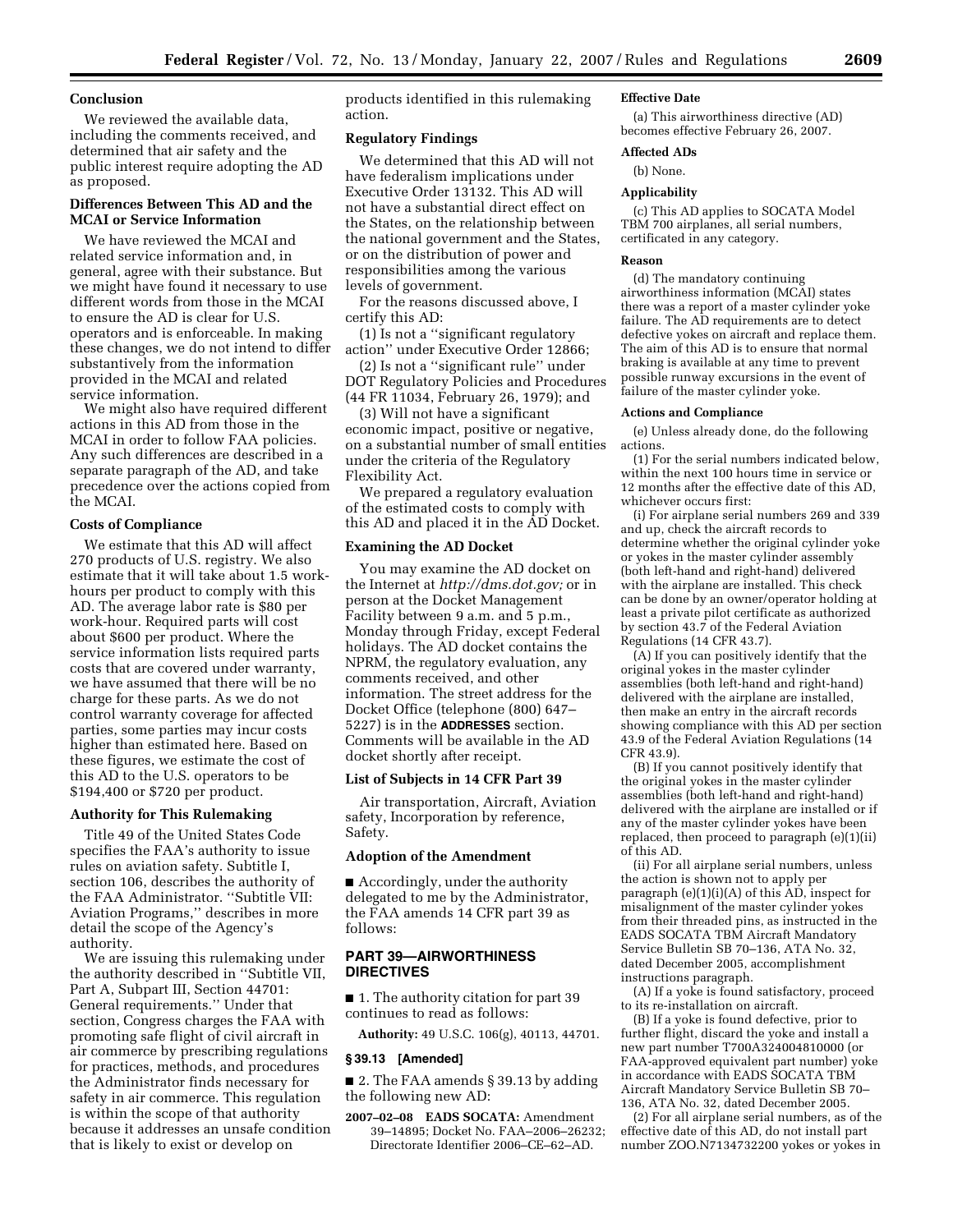## Conclusion

We reviewed the available data, including the comments received, and determined that air safety and the public interest require adopting the AD as proposed.

## Differences Between This AD and the MCAI or Service Information

We have reviewed the MCAI and related service information and, in general, agree with their substance. But we might have found it necessary to use different words from those in the MCAI to ensure the AD is clear for U.S. operators and is enforceable. In making these changes, we do not intend to differ substantively from the information provided in the MCAI and related service information.

We might also have required different actions in this AD from those in the MCAI in order to follow FAA policies. Any such differences are described in a separate paragraph of the AD, and take precedence over the actions copied from the MCAI.

## Costs of Compliance

We estimate that this AD will affect 270 products of U.S. registry. We also estimate that it will take about 1.5 work-hours per product to comply with this AD. The average labor rate is $80 per work-hour. Required parts will cost about $600 per product. Where the service information lists required parts costs that are covered under warranty, we have assumed that there will be no charge for these parts. As we do not control warranty coverage for affected parties, some parties may incur costs higher than estimated here. Based on these figures, we estimate the cost of this AD to the U.S. operators to be $194,400 or $720 per product.

## Authority for This Rulemaking

Title 49 of the United States Code specifies the FAA's authority to issue rules on aviation safety. Subtitle I, section 106, describes the authority of the FAA Administrator. "Subtitle VII: Aviation Programs," describes in more detail the scope of the Agency's authority.

We are issuing this rulemaking under the authority described in "Subtitle VII, Part A, Subpart III, Section 44701: General requirements." Under that section, Congress charges the FAA with promoting safe flight of civil aircraft in air commerce by prescribing regulations for practices, methods, and procedures the Administrator finds necessary for safety in air commerce. This regulation is within the scope of that authority because it addresses an unsafe condition that is likely to exist or develop on products identified in this rulemaking action.

## Regulatory Findings

We determined that this AD will not have federalism implications under Executive Order 13132. This AD will not have a substantial direct effect on the States, on the relationship between the national government and the States, or on the distribution of power and responsibilities among the various levels of government.

For the reasons discussed above, I certify this AD:

(1) Is not a "significant regulatory action" under Executive Order 12866;

(2) Is not a "significant rule" under DOT Regulatory Policies and Procedures (44 FR 11034, February 26, 1979); and

(3) Will not have a significant economic impact, positive or negative, on a substantial number of small entities under the criteria of the Regulatory Flexibility Act.

We prepared a regulatory evaluation of the estimated costs to comply with this AD and placed it in the AD Docket.

## Examining the AD Docket

You may examine the AD docket on the Internet at *http://dms.dot.gov;* or in person at the Docket Management Facility between 9 a.m. and 5 p.m., Monday through Friday, except Federal holidays. The AD docket contains the NPRM, the regulatory evaluation, any comments received, and other information. The street address for the Docket Office (telephone (800) 647–5227) is in the **ADDRESSES** section. Comments will be available in the AD docket shortly after receipt.

## List of Subjects in 14 CFR Part 39

Air transportation, Aircraft, Aviation safety, Incorporation by reference, Safety.

## Adoption of the Amendment

■ Accordingly, under the authority delegated to me by the Administrator, the FAA amends 14 CFR part 39 as follows:

## PART 39—AIRWORTHINESS DIRECTIVES

■ 1. The authority citation for part 39 continues to read as follows:

**Authority:** 49 U.S.C. 106(g), 40113, 44701.

## § 39.13 [Amended]

■ 2. The FAA amends § 39.13 by adding the following new AD:

**2007–02–08 EADS SOCATA:** Amendment 39–14895; Docket No. FAA–2006–26232; Directorate Identifier 2006–CE–62–AD.

### Effective Date

(a) This airworthiness directive (AD) becomes effective February 26, 2007.

### Affected ADs

(b) None.

### Applicability

(c) This AD applies to SOCATA Model TBM 700 airplanes, all serial numbers, certificated in any category.

### Reason

(d) The mandatory continuing airworthiness information (MCAI) states there was a report of a master cylinder yoke failure. The AD requirements are to detect defective yokes on aircraft and replace them. The aim of this AD is to ensure that normal braking is available at any time to prevent possible runway excursions in the event of failure of the master cylinder yoke.

### Actions and Compliance

(e) Unless already done, do the following actions.

(1) For the serial numbers indicated below, within the next 100 hours time in service or 12 months after the effective date of this AD, whichever occurs first:

(i) For airplane serial numbers 269 and 339 and up, check the aircraft records to determine whether the original cylinder yoke or yokes in the master cylinder assembly (both left-hand and right-hand) delivered with the airplane are installed. This check can be done by an owner/operator holding at least a private pilot certificate as authorized by section 43.7 of the Federal Aviation Regulations (14 CFR 43.7).

(A) If you can positively identify that the original yokes in the master cylinder assemblies (both left-hand and right-hand) delivered with the airplane are installed, then make an entry in the aircraft records showing compliance with this AD per section 43.9 of the Federal Aviation Regulations (14 CFR 43.9).

(B) If you cannot positively identify that the original yokes in the master cylinder assemblies (both left-hand and right-hand) delivered with the airplane are installed or if any of the master cylinder yokes have been replaced, then proceed to paragraph (e)(1)(ii) of this AD.

(ii) For all airplane serial numbers, unless the action is shown not to apply per paragraph (e)(1)(i)(A) of this AD, inspect for misalignment of the master cylinder yokes from their threaded pins, as instructed in the EADS SOCATA TBM Aircraft Mandatory Service Bulletin SB 70–136, ATA No. 32, dated December 2005, accomplishment instructions paragraph.

(A) If a yoke is found satisfactory, proceed to its re-installation on aircraft.

(B) If a yoke is found defective, prior to further flight, discard the yoke and install a new part number T700A324004810000 (or FAA-approved equivalent part number) yoke in accordance with EADS SOCATA TBM Aircraft Mandatory Service Bulletin SB 70–136, ATA No. 32, dated December 2005.

(2) For all airplane serial numbers, as of the effective date of this AD, do not install part number ZOO.N7134732200 yokes or yokes in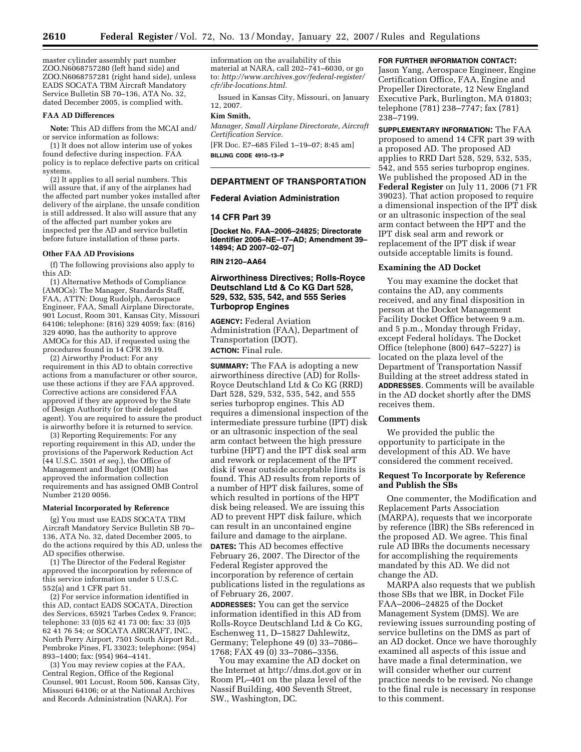master cylinder assembly part number ZOO.N6068757280 (left hand side) and ZOO.N6068757281 (right hand side), unless EADS SOCATA TBM Aircraft Mandatory Service Bulletin SB 70–136, ATA No. 32, dated December 2005, is complied with.

**FAA AD Differences**

**Note:** This AD differs from the MCAI and/or service information as follows:

(1) It does not allow interim use of yokes found defective during inspection. FAA policy is to replace defective parts on critical systems.

(2) It applies to all serial numbers. This will assure that, if any of the airplanes had the affected part number yokes installed after delivery of the airplane, the unsafe condition is still addressed. It also will assure that any of the affected part number yokes are inspected per the AD and service bulletin before future installation of these parts.

**Other FAA AD Provisions**

(f) The following provisions also apply to this AD:

(1) Alternative Methods of Compliance (AMOCs): The Manager, Standards Staff, FAA, ATTN: Doug Rudolph, Aerospace Engineer, FAA, Small Airplane Directorate, 901 Locust, Room 301, Kansas City, Missouri 64106; telephone: (816) 329 4059; fax: (816) 329 4090, has the authority to approve AMOCs for this AD, if requested using the procedures found in 14 CFR 39.19.

(2) Airworthy Product: For any requirement in this AD to obtain corrective actions from a manufacturer or other source, use these actions if they are FAA approved. Corrective actions are considered FAA approved if they are approved by the State of Design Authority (or their delegated agent). You are required to assure the product is airworthy before it is returned to service.

(3) Reporting Requirements: For any reporting requirement in this AD, under the provisions of the Paperwork Reduction Act (44 U.S.C. 3501 *et seq.*), the Office of Management and Budget (OMB) has approved the information collection requirements and has assigned OMB Control Number 2120 0056.

**Material Incorporated by Reference**

(g) You must use EADS SOCATA TBM Aircraft Mandatory Service Bulletin SB 70–136, ATA No. 32, dated December 2005, to do the actions required by this AD, unless the AD specifies otherwise.

(1) The Director of the Federal Register approved the incorporation by reference of this service information under 5 U.S.C. 552(a) and 1 CFR part 51.

(2) For service information identified in this AD, contact EADS SOCATA, Direction des Services, 65921 Tarbes Cedex 9, France; telephone: 33 (0)5 62 41 73 00; fax: 33 (0)5 62 41 76 54; or SOCATA AIRCRAFT, INC., North Perry Airport, 7501 South Airport Rd., Pembroke Pines, FL 33023; telephone: (954) 893–1400; fax: (954) 964–4141.

(3) You may review copies at the FAA, Central Region, Office of the Regional Counsel, 901 Locust, Room 506, Kansas City, Missouri 64106; or at the National Archives and Records Administration (NARA). For information on the availability of this material at NARA, call 202–741–6030, or go to: *http://www.archives.gov/federal-register/cfr/ibr-locations.html*.

Issued in Kansas City, Missouri, on January 12, 2007.

**Kim Smith,**

*Manager, Small Airplane Directorate, Aircraft Certification Service.*

[FR Doc. E7–685 Filed 1–19–07; 8:45 am]

**BILLING CODE 4910–13–P**

## DEPARTMENT OF TRANSPORTATION

## Federal Aviation Administration

## 14 CFR Part 39

**[Docket No. FAA–2006–24825; Directorate Identifier 2006–NE–17–AD; Amendment 39–14894; AD 2007–02–07]**

**RIN 2120–AA64**

## Airworthiness Directives; Rolls-Royce Deutschland Ltd & Co KG Dart 528, 529, 532, 535, 542, and 555 Series Turboprop Engines

**AGENCY:** Federal Aviation Administration (FAA), Department of Transportation (DOT).

**ACTION:** Final rule.

**SUMMARY:** The FAA is adopting a new airworthiness directive (AD) for Rolls-Royce Deutschland Ltd & Co KG (RRD) Dart 528, 529, 532, 535, 542, and 555 series turboprop engines. This AD requires a dimensional inspection of the intermediate pressure turbine (IPT) disk or an ultrasonic inspection of the seal arm contact between the high pressure turbine (HPT) and the IPT disk seal arm and rework or replacement of the IPT disk if wear outside acceptable limits is found. This AD results from reports of a number of HPT disk failures, some of which resulted in portions of the HPT disk being released. We are issuing this AD to prevent HPT disk failure, which can result in an uncontained engine failure and damage to the airplane.

**DATES:** This AD becomes effective February 26, 2007. The Director of the Federal Register approved the incorporation by reference of certain publications listed in the regulations as of February 26, 2007.

**ADDRESSES:** You can get the service information identified in this AD from Rolls-Royce Deutschland Ltd & Co KG, Eschenweg 11, D–15827 Dahlewitz, Germany; Telephone 49 (0) 33–7086–1768; FAX 49 (0) 33–7086–3356.

You may examine the AD docket on the Internet at http://dms.dot.gov or in Room PL–401 on the plaza level of the Nassif Building, 400 Seventh Street, SW., Washington, DC.

**FOR FURTHER INFORMATION CONTACT:** Jason Yang, Aerospace Engineer, Engine Certification Office, FAA, Engine and Propeller Directorate, 12 New England Executive Park, Burlington, MA 01803; telephone (781) 238–7747; fax (781) 238–7199.

**SUPPLEMENTARY INFORMATION:** The FAA proposed to amend 14 CFR part 39 with a proposed AD. The proposed AD applies to RRD Dart 528, 529, 532, 535, 542, and 555 series turboprop engines. We published the proposed AD in the **Federal Register** on July 11, 2006 (71 FR 39023). That action proposed to require a dimensional inspection of the IPT disk or an ultrasonic inspection of the seal arm contact between the HPT and the IPT disk seal arm and rework or replacement of the IPT disk if wear outside acceptable limits is found.

**Examining the AD Docket**

You may examine the docket that contains the AD, any comments received, and any final disposition in person at the Docket Management Facility Docket Office between 9 a.m. and 5 p.m., Monday through Friday, except Federal holidays. The Docket Office (telephone (800) 647–5227) is located on the plaza level of the Department of Transportation Nassif Building at the street address stated in **ADDRESSES**. Comments will be available in the AD docket shortly after the DMS receives them.

**Comments**

We provided the public the opportunity to participate in the development of this AD. We have considered the comment received.

**Request To Incorporate by Reference and Publish the SBs**

One commenter, the Modification and Replacement Parts Association (MARPA), requests that we incorporate by reference (IBR) the SBs referenced in the proposed AD. We agree. This final rule AD IBRs the documents necessary for accomplishing the requirements mandated by this AD. We did not change the AD.

MARPA also requests that we publish those SBs that we IBR, in Docket File FAA–2006–24825 of the Docket Management System (DMS). We are reviewing issues surrounding posting of service bulletins on the DMS as part of an AD docket. Once we have thoroughly examined all aspects of this issue and have made a final determination, we will consider whether our current practice needs to be revised. No change to the final rule is necessary in response to this comment.